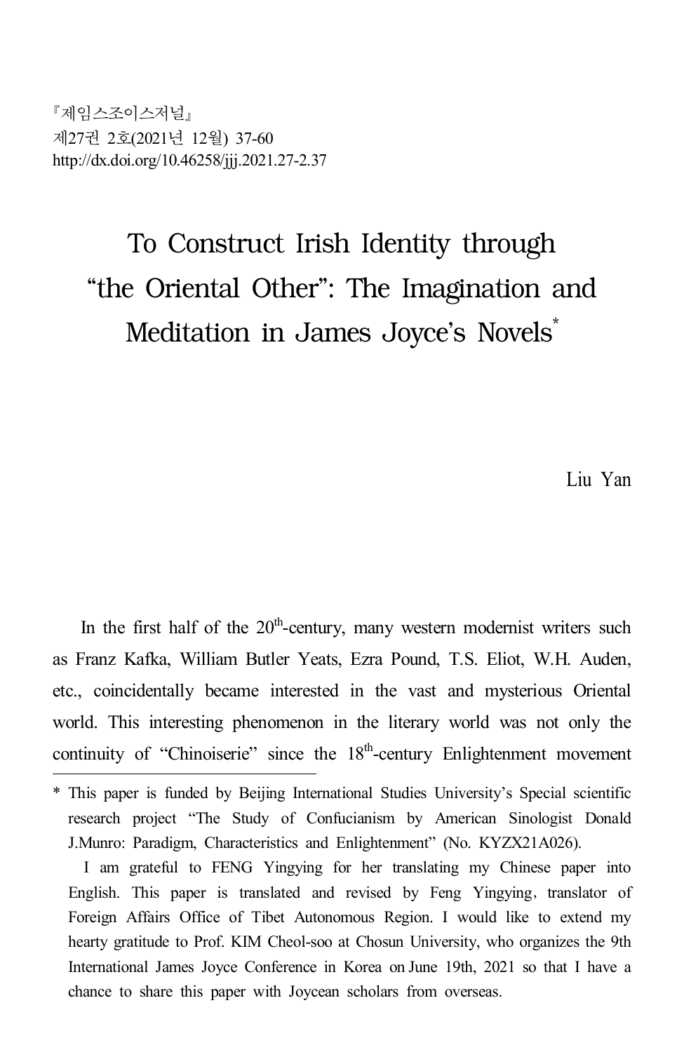『제임스조이스저널』
제27권 2호(2021년 12월) 37-60
http://dx.doi.org/10.46258/jjj.2021.27-2.37

# To Construct Irish Identity through "the Oriental Other": The Imagination and Meditation in James Joyce's Novels*

Liu Yan

In the first half of the 20th-century, many western modernist writers such as Franz Kafka, William Butler Yeats, Ezra Pound, T.S. Eliot, W.H. Auden, etc., coincidentally became interested in the vast and mysterious Oriental world. This interesting phenomenon in the literary world was not only the continuity of "Chinoiserie" since the 18th-century Enlightenment movement

---

\* This paper is funded by Beijing International Studies University's Special scientific research project "The Study of Confucianism by American Sinologist Donald J.Munro: Paradigm, Characteristics and Enlightenment" (No. KYZX21A026).

I am grateful to FENG Yingying for her translating my Chinese paper into English. This paper is translated and revised by Feng Yingying, translator of Foreign Affairs Office of Tibet Autonomous Region. I would like to extend my hearty gratitude to Prof. KIM Cheol-soo at Chosun University, who organizes the 9th International James Joyce Conference in Korea on June 19th, 2021 so that I have a chance to share this paper with Joycean scholars from overseas.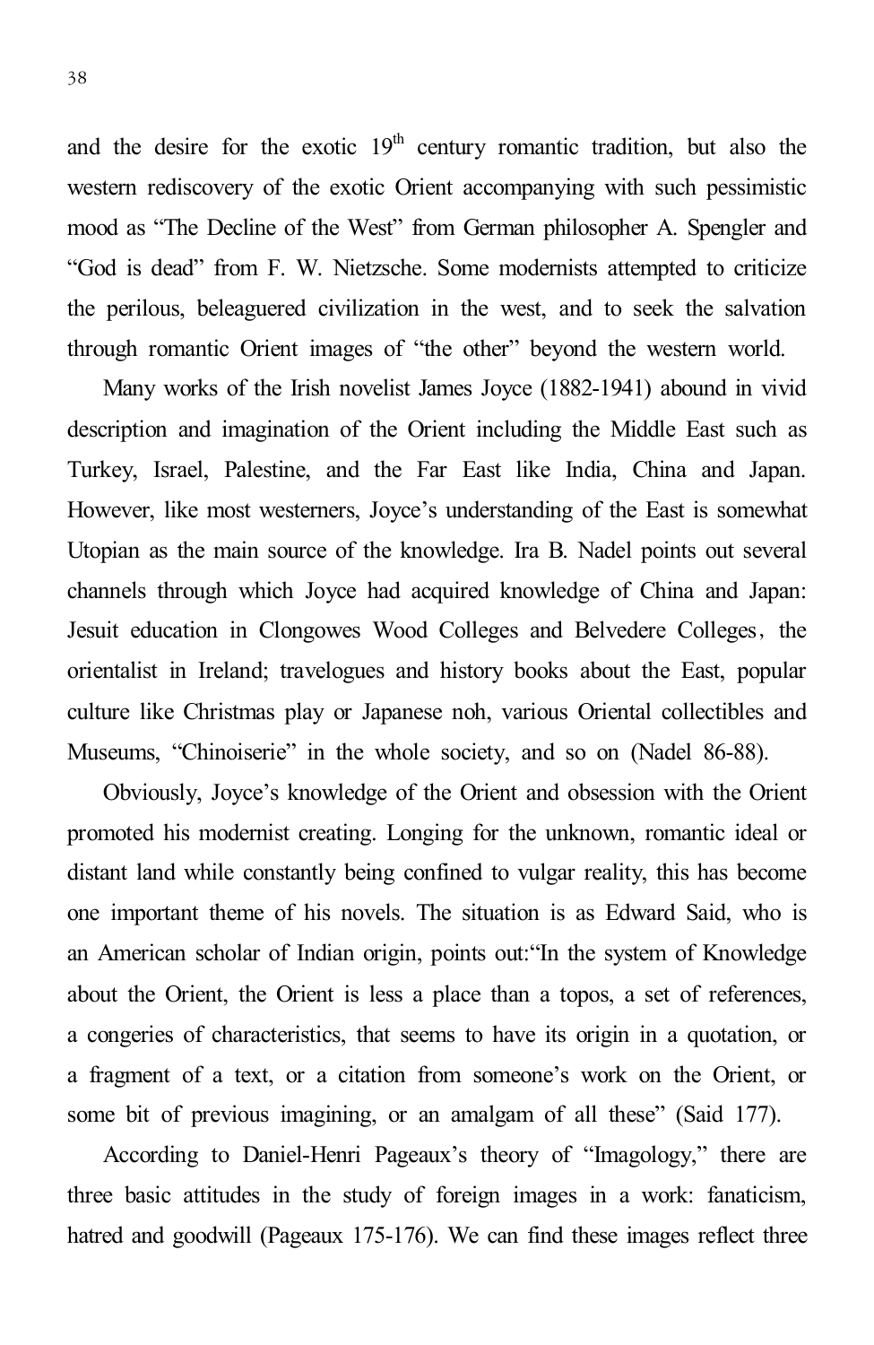and the desire for the exotic 19th century romantic tradition, but also the western rediscovery of the exotic Orient accompanying with such pessimistic mood as "The Decline of the West" from German philosopher A. Spengler and "God is dead" from F. W. Nietzsche. Some modernists attempted to criticize the perilous, beleaguered civilization in the west, and to seek the salvation through romantic Orient images of "the other" beyond the western world.

Many works of the Irish novelist James Joyce (1882-1941) abound in vivid description and imagination of the Orient including the Middle East such as Turkey, Israel, Palestine, and the Far East like India, China and Japan. However, like most westerners, Joyce's understanding of the East is somewhat Utopian as the main source of the knowledge. Ira B. Nadel points out several channels through which Joyce had acquired knowledge of China and Japan: Jesuit education in Clongowes Wood Colleges and Belvedere Colleges, the orientalist in Ireland; travelogues and history books about the East, popular culture like Christmas play or Japanese noh, various Oriental collectibles and Museums, "Chinoiserie" in the whole society, and so on (Nadel 86-88).

Obviously, Joyce's knowledge of the Orient and obsession with the Orient promoted his modernist creating. Longing for the unknown, romantic ideal or distant land while constantly being confined to vulgar reality, this has become one important theme of his novels. The situation is as Edward Said, who is an American scholar of Indian origin, points out:"In the system of Knowledge about the Orient, the Orient is less a place than a topos, a set of references, a congeries of characteristics, that seems to have its origin in a quotation, or a fragment of a text, or a citation from someone's work on the Orient, or some bit of previous imagining, or an amalgam of all these" (Said 177).

According to Daniel-Henri Pageaux's theory of "Imagology," there are three basic attitudes in the study of foreign images in a work: fanaticism, hatred and goodwill (Pageaux 175-176). We can find these images reflect three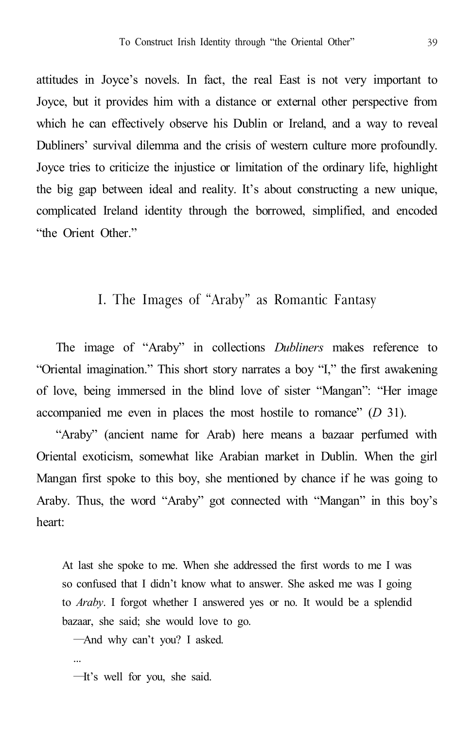attitudes in Joyce's novels. In fact, the real East is not very important to Joyce, but it provides him with a distance or external other perspective from which he can effectively observe his Dublin or Ireland, and a way to reveal Dubliners' survival dilemma and the crisis of western culture more profoundly. Joyce tries to criticize the injustice or limitation of the ordinary life, highlight the big gap between ideal and reality. It's about constructing a new unique, complicated Ireland identity through the borrowed, simplified, and encoded "the Orient Other."

## I. The Images of "Araby" as Romantic Fantasy

The image of "Araby" in collections *Dubliners* makes reference to "Oriental imagination." This short story narrates a boy "I," the first awakening of love, being immersed in the blind love of sister "Mangan": "Her image accompanied me even in places the most hostile to romance" (*D* 31).

"Araby" (ancient name for Arab) here means a bazaar perfumed with Oriental exoticism, somewhat like Arabian market in Dublin. When the girl Mangan first spoke to this boy, she mentioned by chance if he was going to Araby. Thus, the word "Araby" got connected with "Mangan" in this boy's heart:

> At last she spoke to me. When she addressed the first words to me I was so confused that I didn't know what to answer. She asked me was I going to *Araby*. I forgot whether I answered yes or no. It would be a splendid bazaar, she said; she would love to go.
>
> —And why can't you? I asked.
>
> ...
>
> —It's well for you, she said.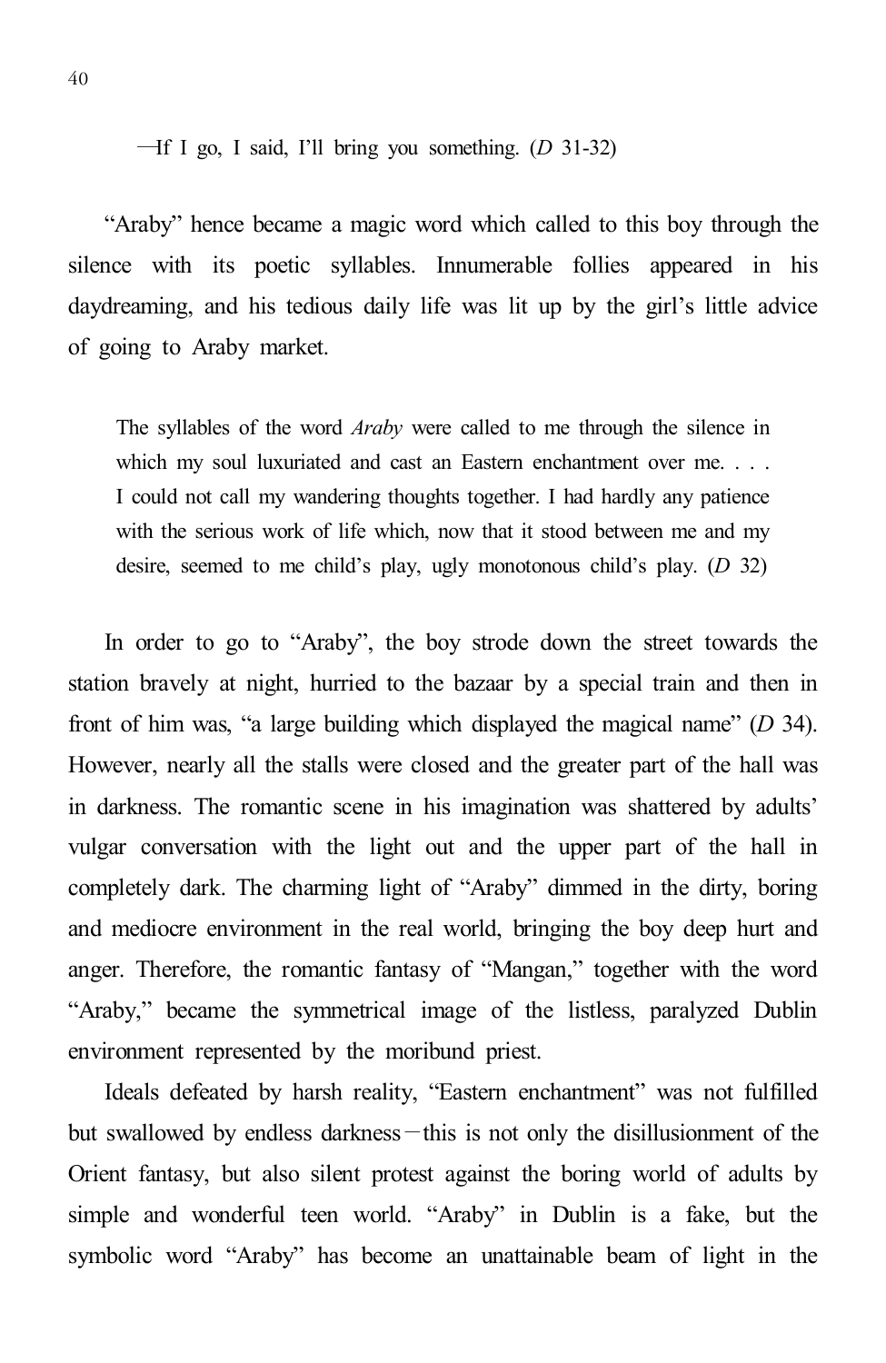—If I go, I said, I'll bring you something. (*D* 31-32)

"Araby" hence became a magic word which called to this boy through the silence with its poetic syllables. Innumerable follies appeared in his daydreaming, and his tedious daily life was lit up by the girl's little advice of going to Araby market.

> The syllables of the word *Araby* were called to me through the silence in which my soul luxuriated and cast an Eastern enchantment over me. . . . I could not call my wandering thoughts together. I had hardly any patience with the serious work of life which, now that it stood between me and my desire, seemed to me child's play, ugly monotonous child's play. (*D* 32)

In order to go to "Araby", the boy strode down the street towards the station bravely at night, hurried to the bazaar by a special train and then in front of him was, "a large building which displayed the magical name" (*D* 34). However, nearly all the stalls were closed and the greater part of the hall was in darkness. The romantic scene in his imagination was shattered by adults' vulgar conversation with the light out and the upper part of the hall in completely dark. The charming light of "Araby" dimmed in the dirty, boring and mediocre environment in the real world, bringing the boy deep hurt and anger. Therefore, the romantic fantasy of "Mangan," together with the word "Araby," became the symmetrical image of the listless, paralyzed Dublin environment represented by the moribund priest.

Ideals defeated by harsh reality, "Eastern enchantment" was not fulfilled but swallowed by endless darkness—this is not only the disillusionment of the Orient fantasy, but also silent protest against the boring world of adults by simple and wonderful teen world. "Araby" in Dublin is a fake, but the symbolic word "Araby" has become an unattainable beam of light in the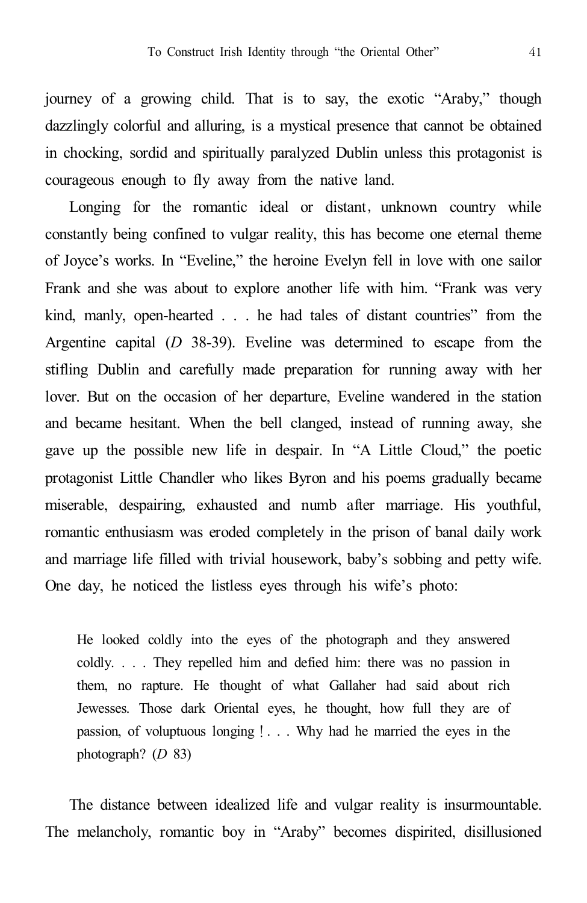journey of a growing child. That is to say, the exotic "Araby," though dazzlingly colorful and alluring, is a mystical presence that cannot be obtained in chocking, sordid and spiritually paralyzed Dublin unless this protagonist is courageous enough to fly away from the native land.

Longing for the romantic ideal or distant, unknown country while constantly being confined to vulgar reality, this has become one eternal theme of Joyce's works. In "Eveline," the heroine Evelyn fell in love with one sailor Frank and she was about to explore another life with him. "Frank was very kind, manly, open-hearted . . . he had tales of distant countries" from the Argentine capital (*D* 38-39). Eveline was determined to escape from the stifling Dublin and carefully made preparation for running away with her lover. But on the occasion of her departure, Eveline wandered in the station and became hesitant. When the bell clanged, instead of running away, she gave up the possible new life in despair. In "A Little Cloud," the poetic protagonist Little Chandler who likes Byron and his poems gradually became miserable, despairing, exhausted and numb after marriage. His youthful, romantic enthusiasm was eroded completely in the prison of banal daily work and marriage life filled with trivial housework, baby's sobbing and petty wife. One day, he noticed the listless eyes through his wife's photo:

> He looked coldly into the eyes of the photograph and they answered coldly. . . . They repelled him and defied him: there was no passion in them, no rapture. He thought of what Gallaher had said about rich Jewesses. Those dark Oriental eyes, he thought, how full they are of passion, of voluptuous longing! . . . Why had he married the eyes in the photograph? (*D* 83)

The distance between idealized life and vulgar reality is insurmountable. The melancholy, romantic boy in "Araby" becomes dispirited, disillusioned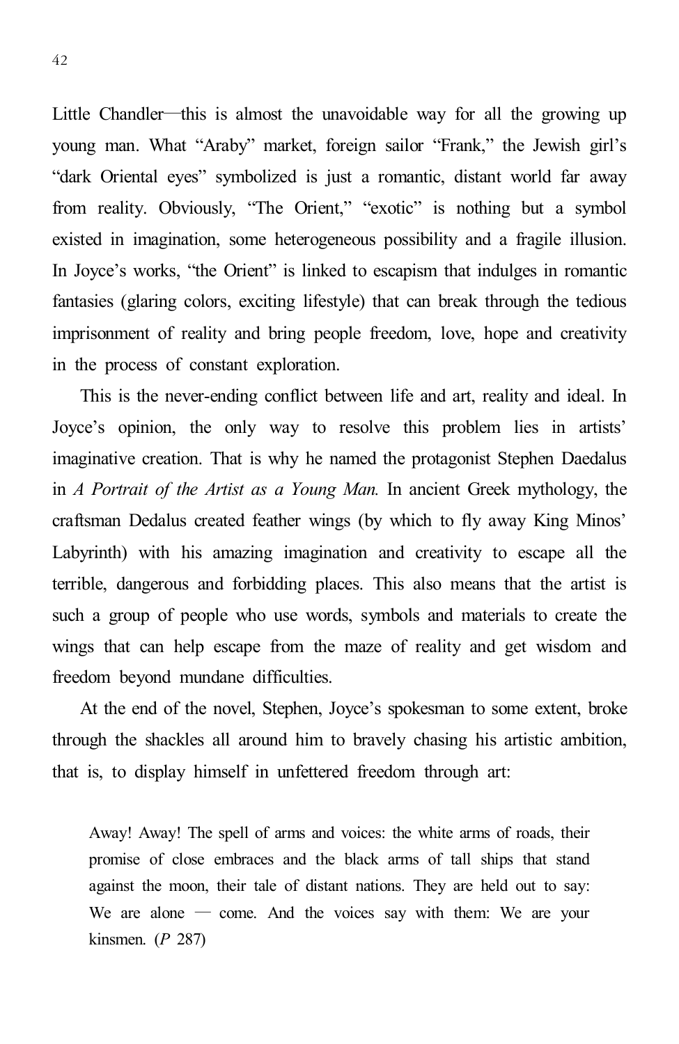Little Chandler—this is almost the unavoidable way for all the growing up young man. What “Araby” market, foreign sailor “Frank,” the Jewish girl’s “dark Oriental eyes” symbolized is just a romantic, distant world far away from reality. Obviously, “The Orient,” “exotic” is nothing but a symbol existed in imagination, some heterogeneous possibility and a fragile illusion. In Joyce’s works, “the Orient” is linked to escapism that indulges in romantic fantasies (glaring colors, exciting lifestyle) that can break through the tedious imprisonment of reality and bring people freedom, love, hope and creativity in the process of constant exploration.

This is the never-ending conflict between life and art, reality and ideal. In Joyce’s opinion, the only way to resolve this problem lies in artists’ imaginative creation. That is why he named the protagonist Stephen Daedalus in *A Portrait of the Artist as a Young Man.* In ancient Greek mythology, the craftsman Dedalus created feather wings (by which to fly away King Minos’ Labyrinth) with his amazing imagination and creativity to escape all the terrible, dangerous and forbidding places. This also means that the artist is such a group of people who use words, symbols and materials to create the wings that can help escape from the maze of reality and get wisdom and freedom beyond mundane difficulties.

At the end of the novel, Stephen, Joyce’s spokesman to some extent, broke through the shackles all around him to bravely chasing his artistic ambition, that is, to display himself in unfettered freedom through art:

> Away! Away! The spell of arms and voices: the white arms of roads, their promise of close embraces and the black arms of tall ships that stand against the moon, their tale of distant nations. They are held out to say: We are alone — come. And the voices say with them: We are your kinsmen. (*P* 287)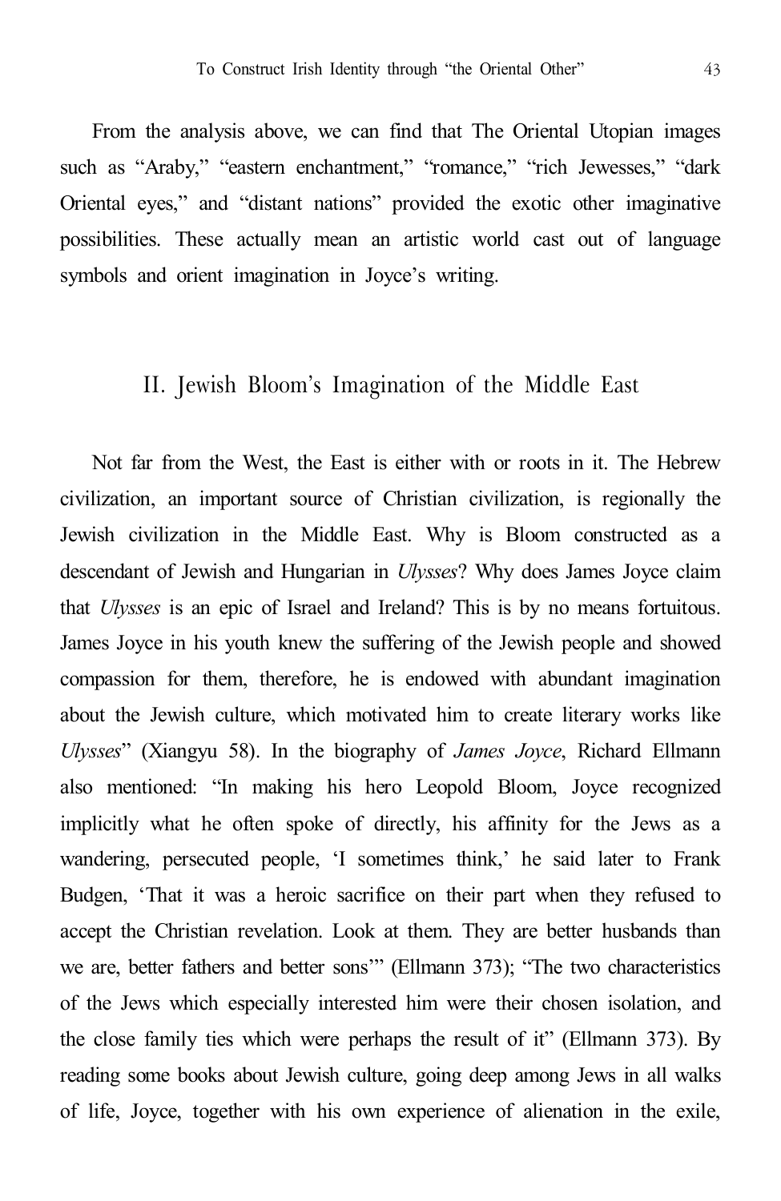From the analysis above, we can find that The Oriental Utopian images such as "Araby," "eastern enchantment," "romance," "rich Jewesses," "dark Oriental eyes," and "distant nations" provided the exotic other imaginative possibilities. These actually mean an artistic world cast out of language symbols and orient imagination in Joyce's writing.

## II. Jewish Bloom's Imagination of the Middle East

Not far from the West, the East is either with or roots in it. The Hebrew civilization, an important source of Christian civilization, is regionally the Jewish civilization in the Middle East. Why is Bloom constructed as a descendant of Jewish and Hungarian in *Ulysses*? Why does James Joyce claim that *Ulysses* is an epic of Israel and Ireland? This is by no means fortuitous. James Joyce in his youth knew the suffering of the Jewish people and showed compassion for them, therefore, he is endowed with abundant imagination about the Jewish culture, which motivated him to create literary works like *Ulysses*" (Xiangyu 58). In the biography of *James Joyce*, Richard Ellmann also mentioned: "In making his hero Leopold Bloom, Joyce recognized implicitly what he often spoke of directly, his affinity for the Jews as a wandering, persecuted people, 'I sometimes think,' he said later to Frank Budgen, 'That it was a heroic sacrifice on their part when they refused to accept the Christian revelation. Look at them. They are better husbands than we are, better fathers and better sons'" (Ellmann 373); "The two characteristics of the Jews which especially interested him were their chosen isolation, and the close family ties which were perhaps the result of it" (Ellmann 373). By reading some books about Jewish culture, going deep among Jews in all walks of life, Joyce, together with his own experience of alienation in the exile,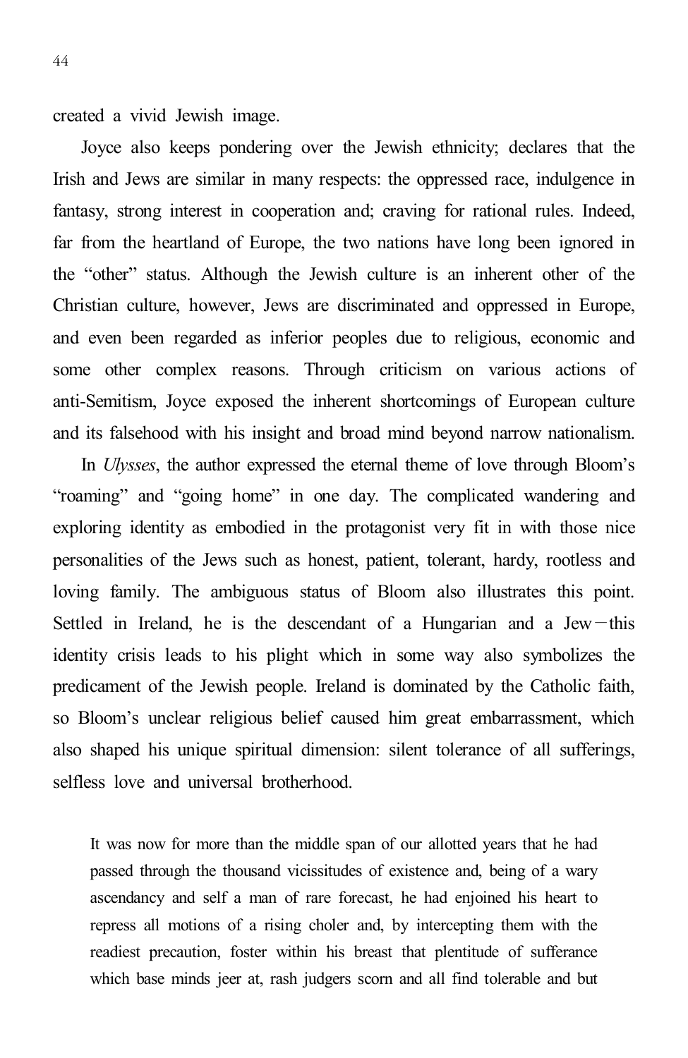created a vivid Jewish image.

Joyce also keeps pondering over the Jewish ethnicity; declares that the Irish and Jews are similar in many respects: the oppressed race, indulgence in fantasy, strong interest in cooperation and; craving for rational rules. Indeed, far from the heartland of Europe, the two nations have long been ignored in the "other" status. Although the Jewish culture is an inherent other of the Christian culture, however, Jews are discriminated and oppressed in Europe, and even been regarded as inferior peoples due to religious, economic and some other complex reasons. Through criticism on various actions of anti-Semitism, Joyce exposed the inherent shortcomings of European culture and its falsehood with his insight and broad mind beyond narrow nationalism.

In *Ulysses*, the author expressed the eternal theme of love through Bloom's "roaming" and "going home" in one day. The complicated wandering and exploring identity as embodied in the protagonist very fit in with those nice personalities of the Jews such as honest, patient, tolerant, hardy, rootless and loving family. The ambiguous status of Bloom also illustrates this point. Settled in Ireland, he is the descendant of a Hungarian and a Jew—this identity crisis leads to his plight which in some way also symbolizes the predicament of the Jewish people. Ireland is dominated by the Catholic faith, so Bloom's unclear religious belief caused him great embarrassment, which also shaped his unique spiritual dimension: silent tolerance of all sufferings, selfless love and universal brotherhood.

> It was now for more than the middle span of our allotted years that he had passed through the thousand vicissitudes of existence and, being of a wary ascendancy and self a man of rare forecast, he had enjoined his heart to repress all motions of a rising choler and, by intercepting them with the readiest precaution, foster within his breast that plentitude of sufferance which base minds jeer at, rash judgers scorn and all find tolerable and but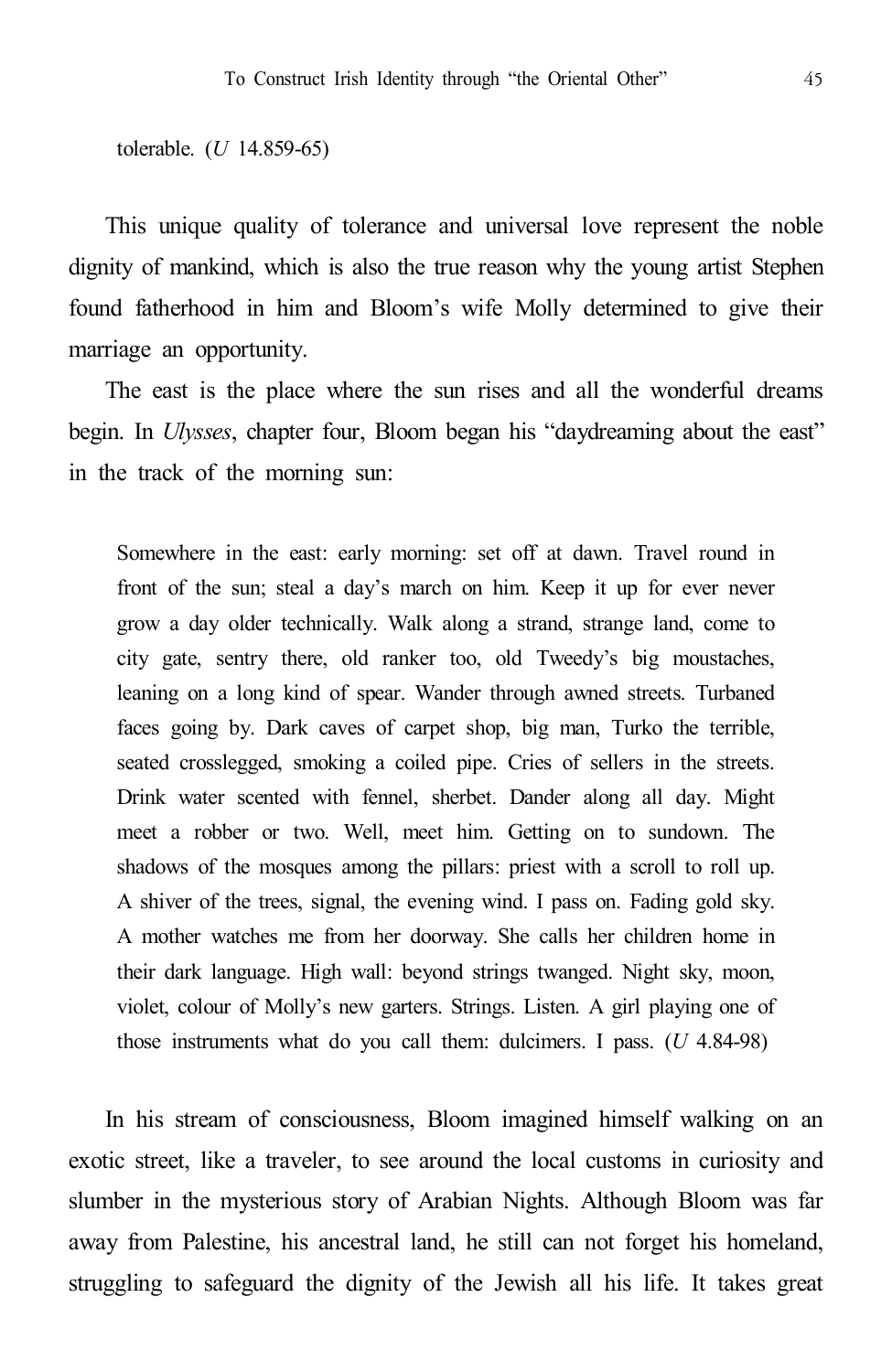tolerable. (*U* 14.859-65)

This unique quality of tolerance and universal love represent the noble dignity of mankind, which is also the true reason why the young artist Stephen found fatherhood in him and Bloom's wife Molly determined to give their marriage an opportunity.

The east is the place where the sun rises and all the wonderful dreams begin. In *Ulysses*, chapter four, Bloom began his "daydreaming about the east" in the track of the morning sun:

> Somewhere in the east: early morning: set off at dawn. Travel round in front of the sun; steal a day's march on him. Keep it up for ever never grow a day older technically. Walk along a strand, strange land, come to city gate, sentry there, old ranker too, old Tweedy's big moustaches, leaning on a long kind of spear. Wander through awned streets. Turbaned faces going by. Dark caves of carpet shop, big man, Turko the terrible, seated crosslegged, smoking a coiled pipe. Cries of sellers in the streets. Drink water scented with fennel, sherbet. Dander along all day. Might meet a robber or two. Well, meet him. Getting on to sundown. The shadows of the mosques among the pillars: priest with a scroll to roll up. A shiver of the trees, signal, the evening wind. I pass on. Fading gold sky. A mother watches me from her doorway. She calls her children home in their dark language. High wall: beyond strings twanged. Night sky, moon, violet, colour of Molly's new garters. Strings. Listen. A girl playing one of those instruments what do you call them: dulcimers. I pass. (*U* 4.84-98)

In his stream of consciousness, Bloom imagined himself walking on an exotic street, like a traveler, to see around the local customs in curiosity and slumber in the mysterious story of Arabian Nights. Although Bloom was far away from Palestine, his ancestral land, he still can not forget his homeland, struggling to safeguard the dignity of the Jewish all his life. It takes great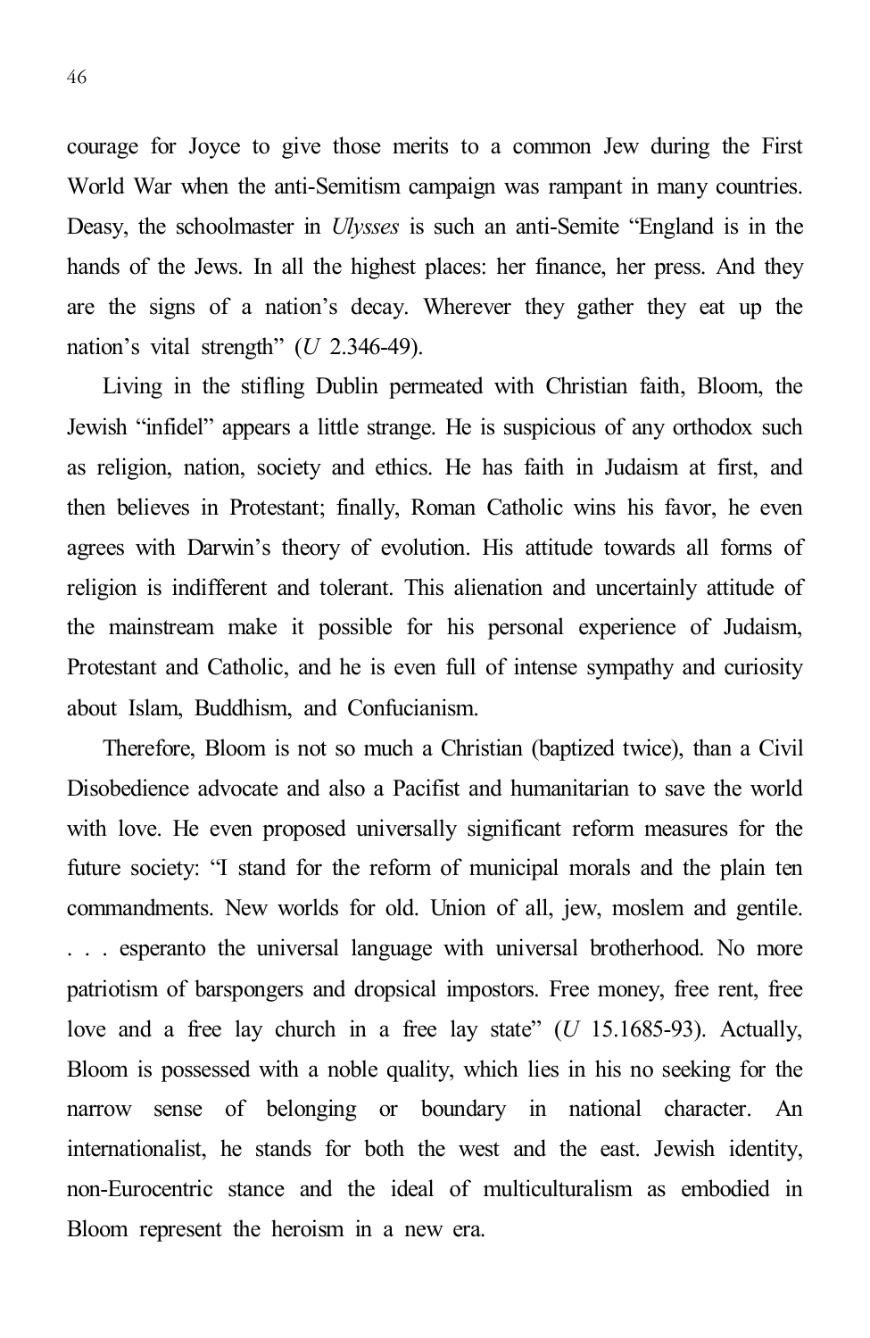courage for Joyce to give those merits to a common Jew during the First World War when the anti-Semitism campaign was rampant in many countries. Deasy, the schoolmaster in *Ulysses* is such an anti-Semite "England is in the hands of the Jews. In all the highest places: her finance, her press. And they are the signs of a nation's decay. Wherever they gather they eat up the nation's vital strength" (*U* 2.346-49).

Living in the stifling Dublin permeated with Christian faith, Bloom, the Jewish "infidel" appears a little strange. He is suspicious of any orthodox such as religion, nation, society and ethics. He has faith in Judaism at first, and then believes in Protestant; finally, Roman Catholic wins his favor, he even agrees with Darwin's theory of evolution. His attitude towards all forms of religion is indifferent and tolerant. This alienation and uncertainly attitude of the mainstream make it possible for his personal experience of Judaism, Protestant and Catholic, and he is even full of intense sympathy and curiosity about Islam, Buddhism, and Confucianism.

Therefore, Bloom is not so much a Christian (baptized twice), than a Civil Disobedience advocate and also a Pacifist and humanitarian to save the world with love. He even proposed universally significant reform measures for the future society: "I stand for the reform of municipal morals and the plain ten commandments. New worlds for old. Union of all, jew, moslem and gentile. . . . esperanto the universal language with universal brotherhood. No more patriotism of barspongers and dropsical impostors. Free money, free rent, free love and a free lay church in a free lay state" (*U* 15.1685-93). Actually, Bloom is possessed with a noble quality, which lies in his no seeking for the narrow sense of belonging or boundary in national character. An internationalist, he stands for both the west and the east. Jewish identity, non-Eurocentric stance and the ideal of multiculturalism as embodied in Bloom represent the heroism in a new era.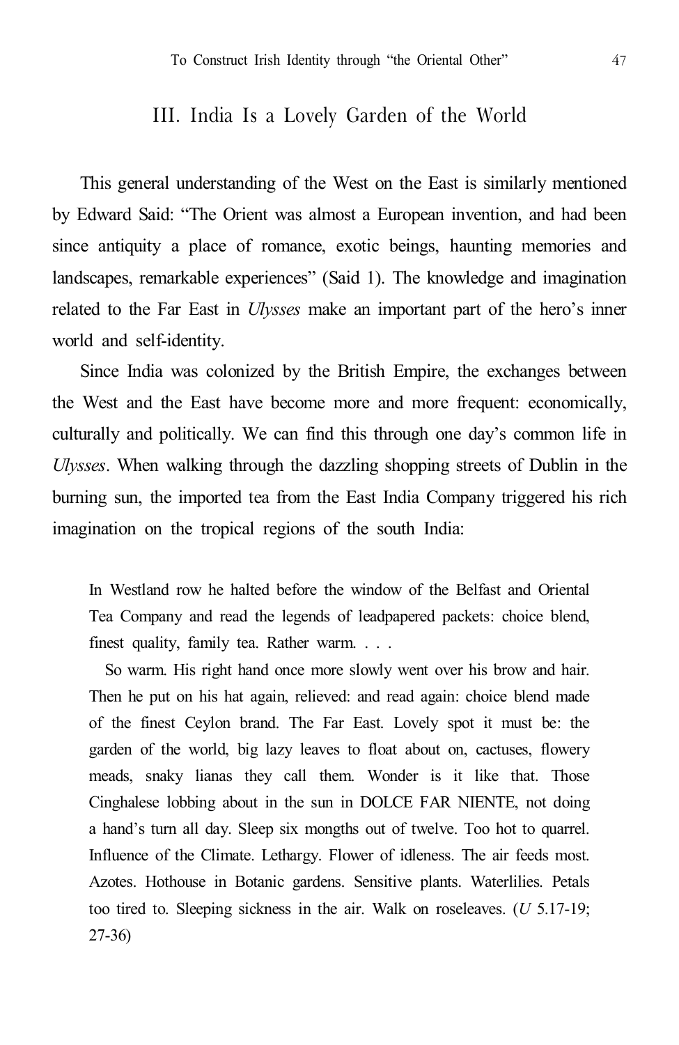## III. India Is a Lovely Garden of the World

This general understanding of the West on the East is similarly mentioned by Edward Said: “The Orient was almost a European invention, and had been since antiquity a place of romance, exotic beings, haunting memories and landscapes, remarkable experiences” (Said 1). The knowledge and imagination related to the Far East in *Ulysses* make an important part of the hero’s inner world and self-identity.

Since India was colonized by the British Empire, the exchanges between the West and the East have become more and more frequent: economically, culturally and politically. We can find this through one day’s common life in *Ulysses*. When walking through the dazzling shopping streets of Dublin in the burning sun, the imported tea from the East India Company triggered his rich imagination on the tropical regions of the south India:

> In Westland row he halted before the window of the Belfast and Oriental Tea Company and read the legends of leadpapered packets: choice blend, finest quality, family tea. Rather warm. . . .
>
> So warm. His right hand once more slowly went over his brow and hair. Then he put on his hat again, relieved: and read again: choice blend made of the finest Ceylon brand. The Far East. Lovely spot it must be: the garden of the world, big lazy leaves to float about on, cactuses, flowery meads, snaky lianas they call them. Wonder is it like that. Those Cinghalese lobbing about in the sun in DOLCE FAR NIENTE, not doing a hand’s turn all day. Sleep six mongths out of twelve. Too hot to quarrel. Influence of the Climate. Lethargy. Flower of idleness. The air feeds most. Azotes. Hothouse in Botanic gardens. Sensitive plants. Waterlilies. Petals too tired to. Sleeping sickness in the air. Walk on roseleaves. (*U* 5.17-19; 27-36)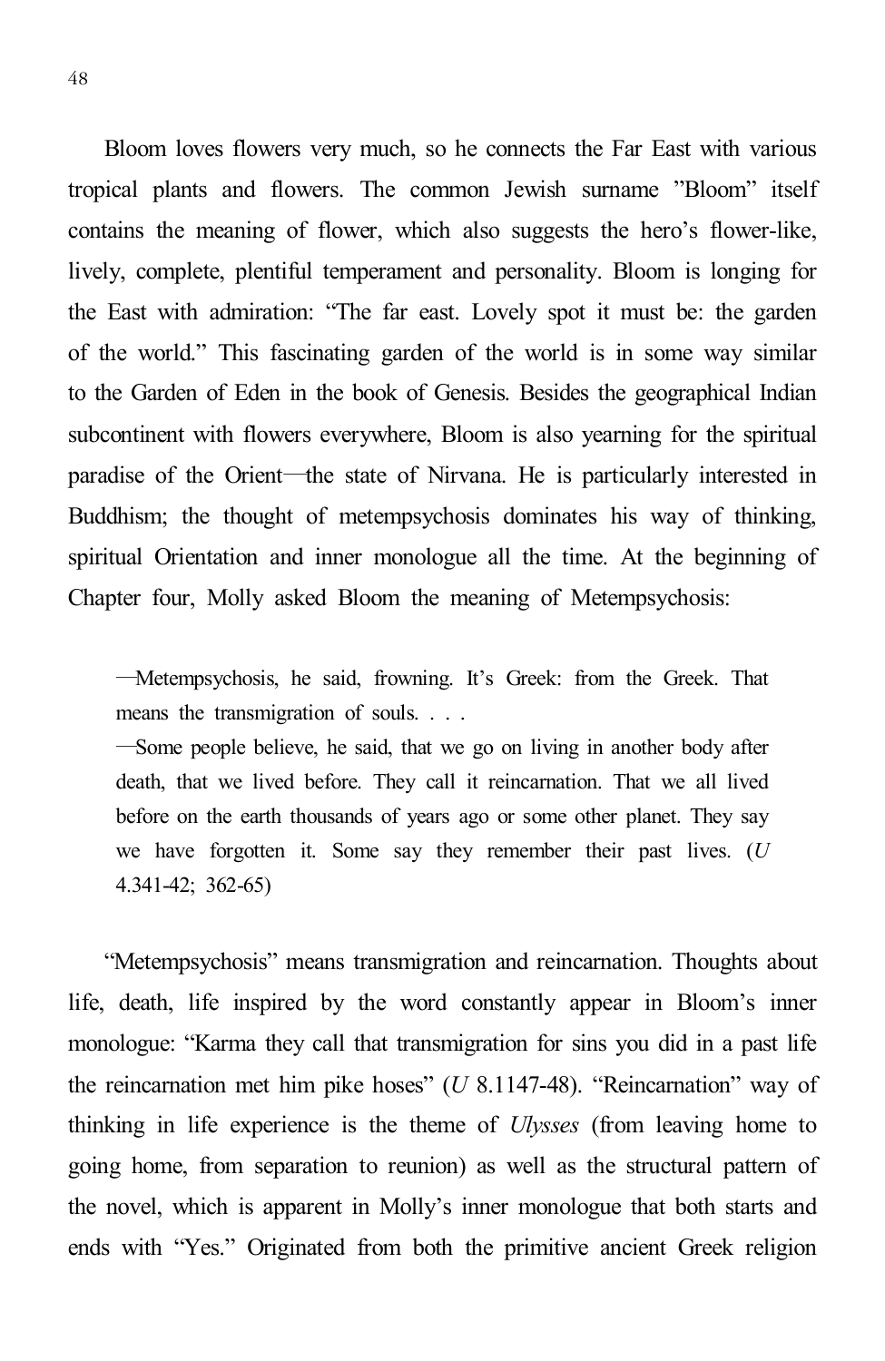Bloom loves flowers very much, so he connects the Far East with various tropical plants and flowers. The common Jewish surname "Bloom" itself contains the meaning of flower, which also suggests the hero's flower-like, lively, complete, plentiful temperament and personality. Bloom is longing for the East with admiration: "The far east. Lovely spot it must be: the garden of the world." This fascinating garden of the world is in some way similar to the Garden of Eden in the book of Genesis. Besides the geographical Indian subcontinent with flowers everywhere, Bloom is also yearning for the spiritual paradise of the Orient—the state of Nirvana. He is particularly interested in Buddhism; the thought of metempsychosis dominates his way of thinking, spiritual Orientation and inner monologue all the time. At the beginning of Chapter four, Molly asked Bloom the meaning of Metempsychosis:

> —Metempsychosis, he said, frowning. It's Greek: from the Greek. That means the transmigration of souls. . . .
> —Some people believe, he said, that we go on living in another body after death, that we lived before. They call it reincarnation. That we all lived before on the earth thousands of years ago or some other planet. They say we have forgotten it. Some say they remember their past lives. (*U* 4.341-42; 362-65)

"Metempsychosis" means transmigration and reincarnation. Thoughts about life, death, life inspired by the word constantly appear in Bloom's inner monologue: "Karma they call that transmigration for sins you did in a past life the reincarnation met him pike hoses" (*U* 8.1147-48). "Reincarnation" way of thinking in life experience is the theme of *Ulysses* (from leaving home to going home, from separation to reunion) as well as the structural pattern of the novel, which is apparent in Molly's inner monologue that both starts and ends with "Yes." Originated from both the primitive ancient Greek religion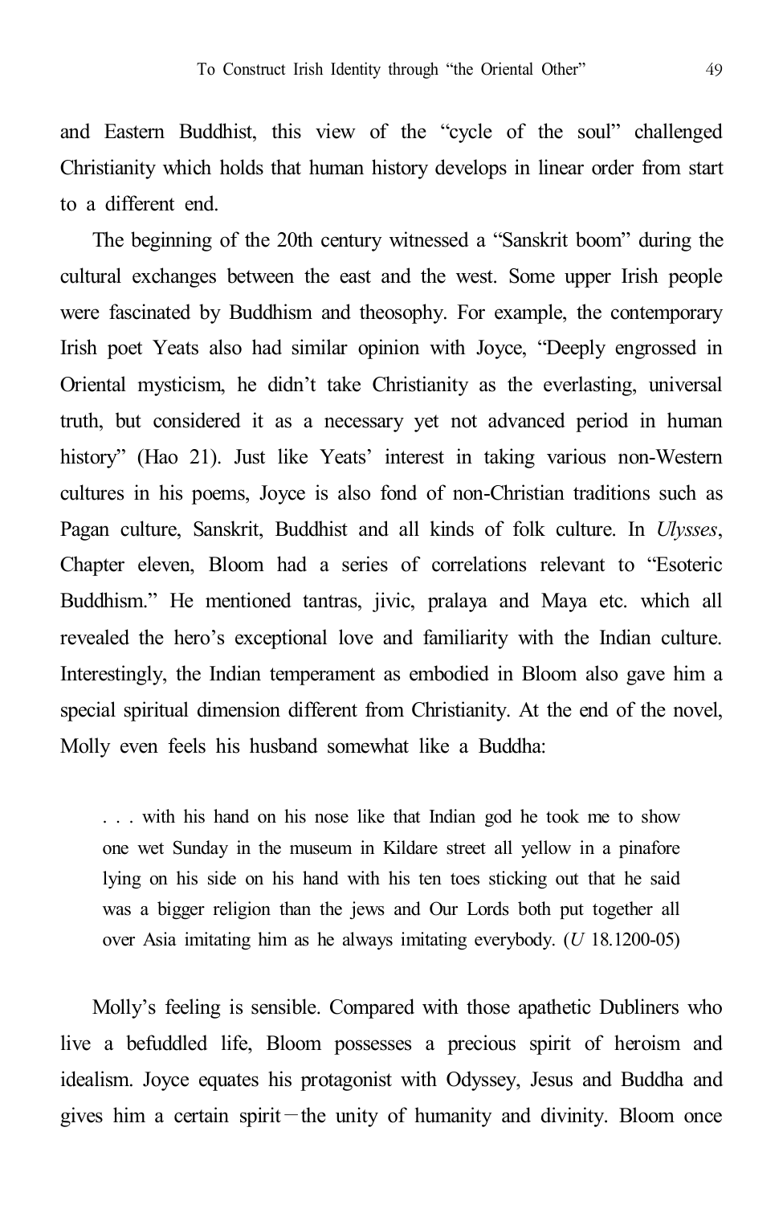and Eastern Buddhist, this view of the "cycle of the soul" challenged Christianity which holds that human history develops in linear order from start to a different end.

The beginning of the 20th century witnessed a "Sanskrit boom" during the cultural exchanges between the east and the west. Some upper Irish people were fascinated by Buddhism and theosophy. For example, the contemporary Irish poet Yeats also had similar opinion with Joyce, "Deeply engrossed in Oriental mysticism, he didn't take Christianity as the everlasting, universal truth, but considered it as a necessary yet not advanced period in human history" (Hao 21). Just like Yeats' interest in taking various non-Western cultures in his poems, Joyce is also fond of non-Christian traditions such as Pagan culture, Sanskrit, Buddhist and all kinds of folk culture. In *Ulysses*, Chapter eleven, Bloom had a series of correlations relevant to "Esoteric Buddhism." He mentioned tantras, jivic, pralaya and Maya etc. which all revealed the hero's exceptional love and familiarity with the Indian culture. Interestingly, the Indian temperament as embodied in Bloom also gave him a special spiritual dimension different from Christianity. At the end of the novel, Molly even feels his husband somewhat like a Buddha:

> . . . with his hand on his nose like that Indian god he took me to show one wet Sunday in the museum in Kildare street all yellow in a pinafore lying on his side on his hand with his ten toes sticking out that he said was a bigger religion than the jews and Our Lords both put together all over Asia imitating him as he always imitating everybody. (*U* 18.1200-05)

Molly's feeling is sensible. Compared with those apathetic Dubliners who live a befuddled life, Bloom possesses a precious spirit of heroism and idealism. Joyce equates his protagonist with Odyssey, Jesus and Buddha and gives him a certain spirit—the unity of humanity and divinity. Bloom once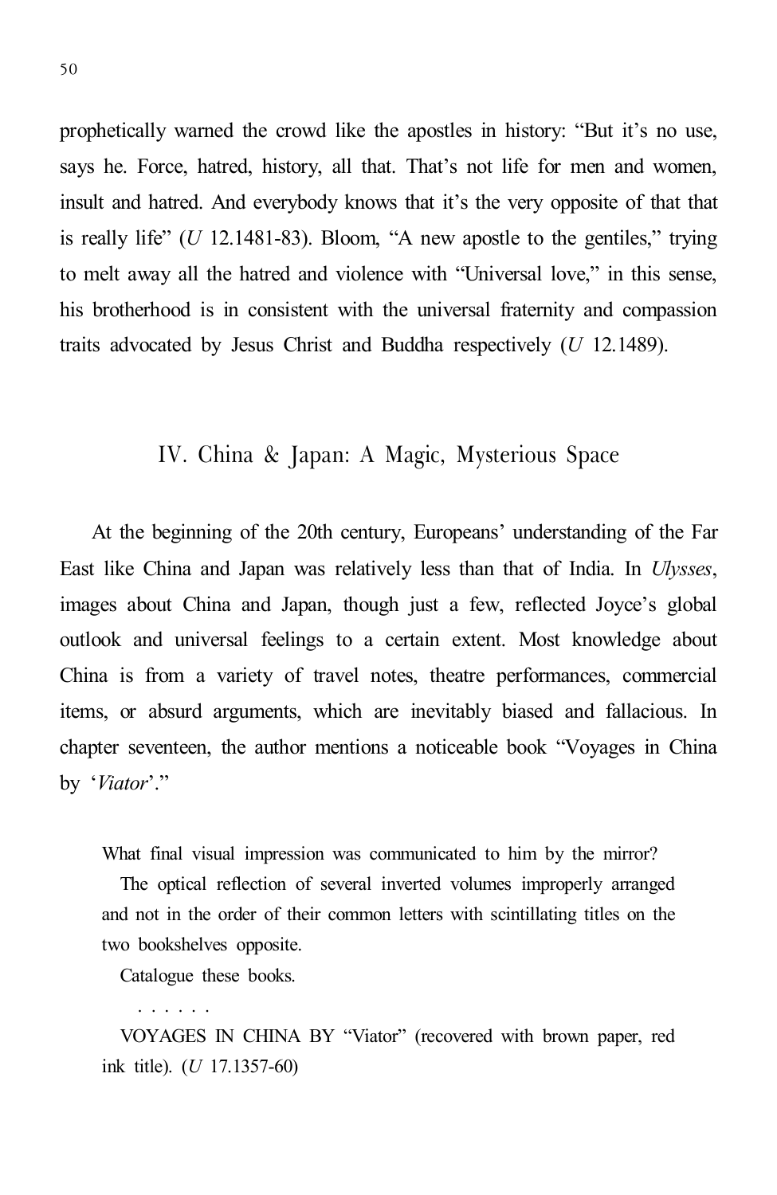prophetically warned the crowd like the apostles in history: "But it's no use, says he. Force, hatred, history, all that. That's not life for men and women, insult and hatred. And everybody knows that it's the very opposite of that that is really life" (*U* 12.1481-83). Bloom, "A new apostle to the gentiles," trying to melt away all the hatred and violence with "Universal love," in this sense, his brotherhood is in consistent with the universal fraternity and compassion traits advocated by Jesus Christ and Buddha respectively (*U* 12.1489).

## IV. China & Japan: A Magic, Mysterious Space

At the beginning of the 20th century, Europeans' understanding of the Far East like China and Japan was relatively less than that of India. In *Ulysses*, images about China and Japan, though just a few, reflected Joyce's global outlook and universal feelings to a certain extent. Most knowledge about China is from a variety of travel notes, theatre performances, commercial items, or absurd arguments, which are inevitably biased and fallacious. In chapter seventeen, the author mentions a noticeable book "Voyages in China by '*Viator*'."

> What final visual impression was communicated to him by the mirror?
>
> The optical reflection of several inverted volumes improperly arranged and not in the order of their common letters with scintillating titles on the two bookshelves opposite.
>
> Catalogue these books.
>
> . . . . . .
>
> VOYAGES IN CHINA BY "Viator" (recovered with brown paper, red ink title). (*U* 17.1357-60)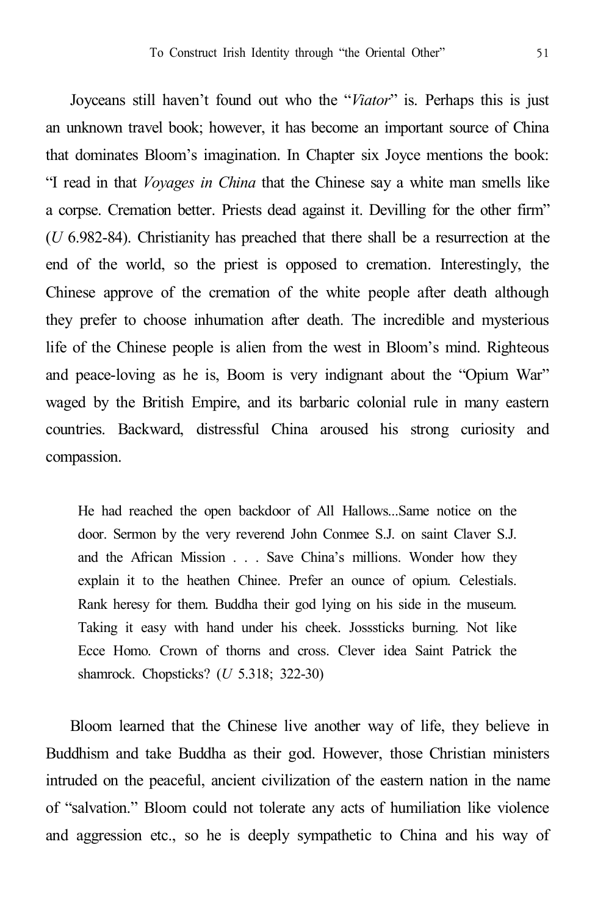Joyceans still haven't found out who the "*Viator*" is. Perhaps this is just an unknown travel book; however, it has become an important source of China that dominates Bloom's imagination. In Chapter six Joyce mentions the book: "I read in that *Voyages in China* that the Chinese say a white man smells like a corpse. Cremation better. Priests dead against it. Devilling for the other firm" (*U* 6.982-84). Christianity has preached that there shall be a resurrection at the end of the world, so the priest is opposed to cremation. Interestingly, the Chinese approve of the cremation of the white people after death although they prefer to choose inhumation after death. The incredible and mysterious life of the Chinese people is alien from the west in Bloom's mind. Righteous and peace-loving as he is, Boom is very indignant about the "Opium War" waged by the British Empire, and its barbaric colonial rule in many eastern countries. Backward, distressful China aroused his strong curiosity and compassion.

> He had reached the open backdoor of All Hallows...Same notice on the door. Sermon by the very reverend John Conmee S.J. on saint Claver S.J. and the African Mission . . . Save China's millions. Wonder how they explain it to the heathen Chinee. Prefer an ounce of opium. Celestials. Rank heresy for them. Buddha their god lying on his side in the museum. Taking it easy with hand under his cheek. Josssticks burning. Not like Ecce Homo. Crown of thorns and cross. Clever idea Saint Patrick the shamrock. Chopsticks? (*U* 5.318; 322-30)

Bloom learned that the Chinese live another way of life, they believe in Buddhism and take Buddha as their god. However, those Christian ministers intruded on the peaceful, ancient civilization of the eastern nation in the name of "salvation." Bloom could not tolerate any acts of humiliation like violence and aggression etc., so he is deeply sympathetic to China and his way of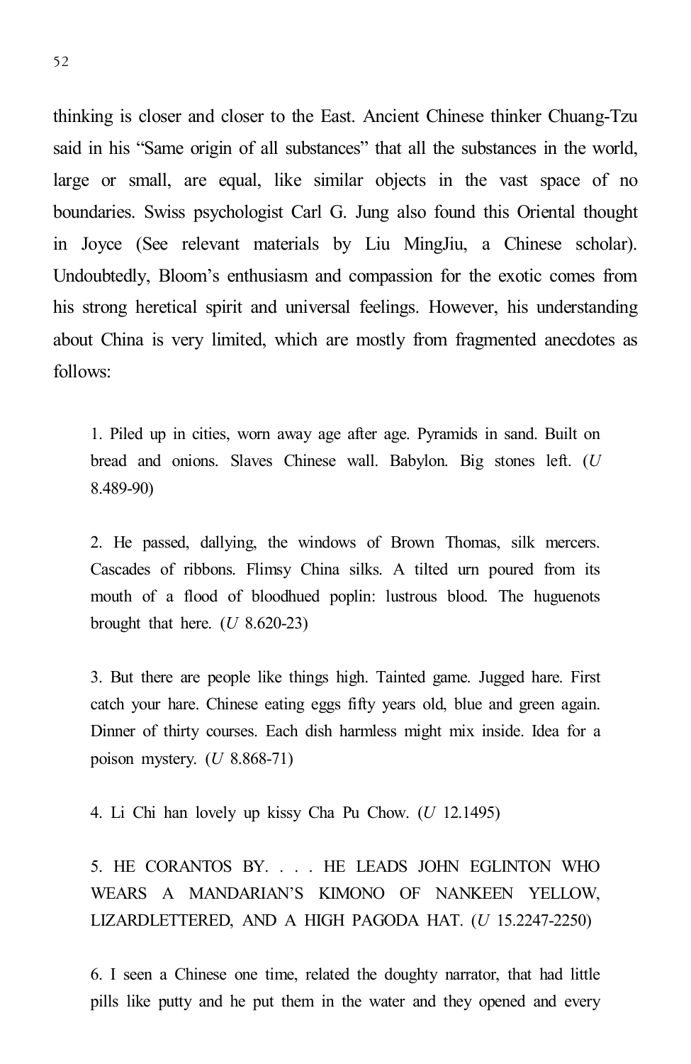thinking is closer and closer to the East. Ancient Chinese thinker Chuang-Tzu said in his "Same origin of all substances" that all the substances in the world, large or small, are equal, like similar objects in the vast space of no boundaries. Swiss psychologist Carl G. Jung also found this Oriental thought in Joyce (See relevant materials by Liu MingJiu, a Chinese scholar). Undoubtedly, Bloom's enthusiasm and compassion for the exotic comes from his strong heretical spirit and universal feelings. However, his understanding about China is very limited, which are mostly from fragmented anecdotes as follows:

> 1. Piled up in cities, worn away age after age. Pyramids in sand. Built on bread and onions. Slaves Chinese wall. Babylon. Big stones left. (*U* 8.489-90)
>
> 2. He passed, dallying, the windows of Brown Thomas, silk mercers. Cascades of ribbons. Flimsy China silks. A tilted urn poured from its mouth of a flood of bloodhued poplin: lustrous blood. The huguenots brought that here. (*U* 8.620-23)
>
> 3. But there are people like things high. Tainted game. Jugged hare. First catch your hare. Chinese eating eggs fifty years old, blue and green again. Dinner of thirty courses. Each dish harmless might mix inside. Idea for a poison mystery. (*U* 8.868-71)
>
> 4. Li Chi han lovely up kissy Cha Pu Chow. (*U* 12.1495)
>
> 5. HE CORANTOS BY. . . . HE LEADS JOHN EGLINTON WHO WEARS A MANDARIAN'S KIMONO OF NANKEEN YELLOW, LIZARDLETTERED, AND A HIGH PAGODA HAT. (*U* 15.2247-2250)
>
> 6. I seen a Chinese one time, related the doughty narrator, that had little pills like putty and he put them in the water and they opened and every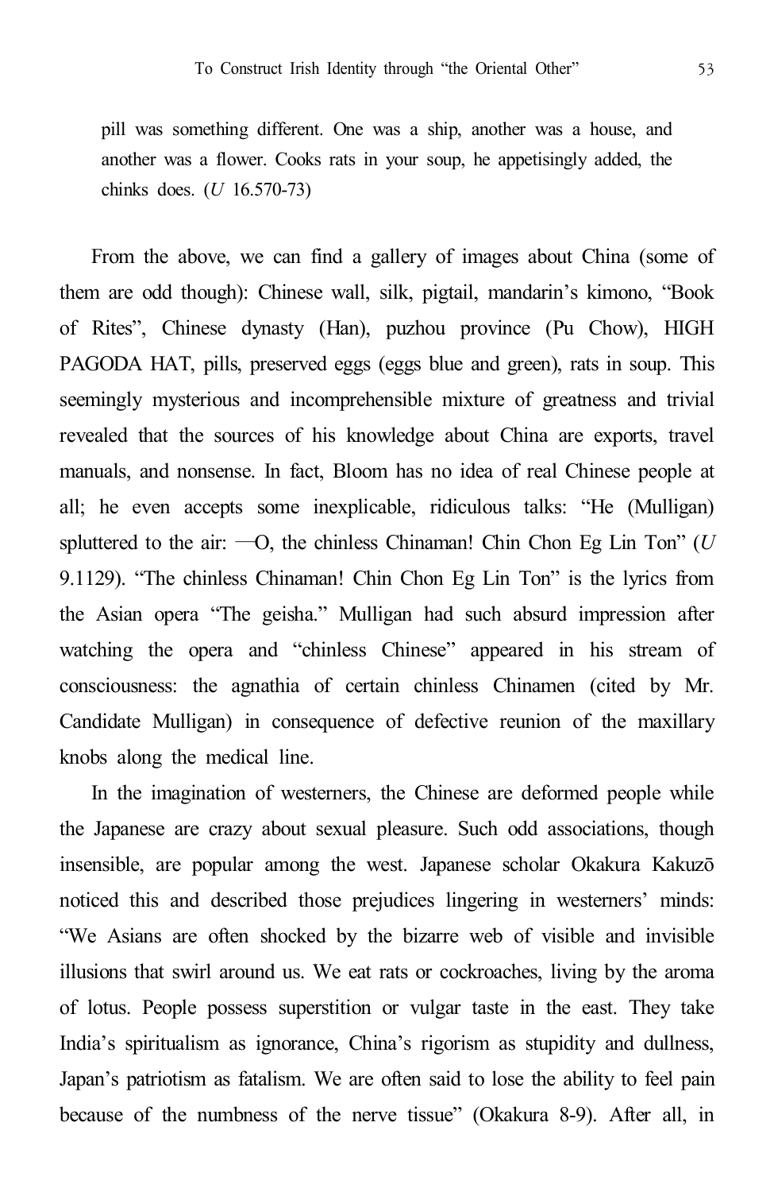pill was something different. One was a ship, another was a house, and another was a flower. Cooks rats in your soup, he appetisingly added, the chinks does. (*U* 16.570-73)

From the above, we can find a gallery of images about China (some of them are odd though): Chinese wall, silk, pigtail, mandarin's kimono, "Book of Rites", Chinese dynasty (Han), puzhou province (Pu Chow), HIGH PAGODA HAT, pills, preserved eggs (eggs blue and green), rats in soup. This seemingly mysterious and incomprehensible mixture of greatness and trivial revealed that the sources of his knowledge about China are exports, travel manuals, and nonsense. In fact, Bloom has no idea of real Chinese people at all; he even accepts some inexplicable, ridiculous talks: "He (Mulligan) spluttered to the air: —O, the chinless Chinaman! Chin Chon Eg Lin Ton" (*U* 9.1129). "The chinless Chinaman! Chin Chon Eg Lin Ton" is the lyrics from the Asian opera "The geisha." Mulligan had such absurd impression after watching the opera and "chinless Chinese" appeared in his stream of consciousness: the agnathia of certain chinless Chinamen (cited by Mr. Candidate Mulligan) in consequence of defective reunion of the maxillary knobs along the medical line.

In the imagination of westerners, the Chinese are deformed people while the Japanese are crazy about sexual pleasure. Such odd associations, though insensible, are popular among the west. Japanese scholar Okakura Kakuzō noticed this and described those prejudices lingering in westerners' minds: "We Asians are often shocked by the bizarre web of visible and invisible illusions that swirl around us. We eat rats or cockroaches, living by the aroma of lotus. People possess superstition or vulgar taste in the east. They take India's spiritualism as ignorance, China's rigorism as stupidity and dullness, Japan's patriotism as fatalism. We are often said to lose the ability to feel pain because of the numbness of the nerve tissue" (Okakura 8-9). After all, in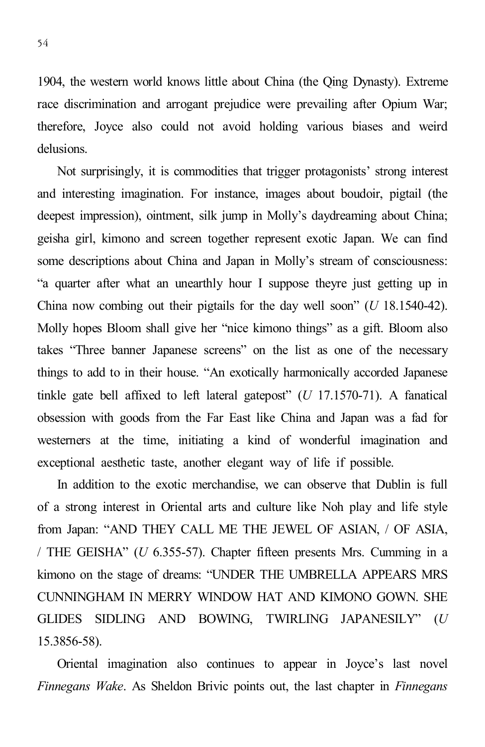1904, the western world knows little about China (the Qing Dynasty). Extreme race discrimination and arrogant prejudice were prevailing after Opium War; therefore, Joyce also could not avoid holding various biases and weird delusions.

Not surprisingly, it is commodities that trigger protagonists' strong interest and interesting imagination. For instance, images about boudoir, pigtail (the deepest impression), ointment, silk jump in Molly's daydreaming about China; geisha girl, kimono and screen together represent exotic Japan. We can find some descriptions about China and Japan in Molly's stream of consciousness: "a quarter after what an unearthly hour I suppose theyre just getting up in China now combing out their pigtails for the day well soon" (*U* 18.1540-42). Molly hopes Bloom shall give her "nice kimono things" as a gift. Bloom also takes "Three banner Japanese screens" on the list as one of the necessary things to add to in their house. "An exotically harmonically accorded Japanese tinkle gate bell affixed to left lateral gatepost" (*U* 17.1570-71). A fanatical obsession with goods from the Far East like China and Japan was a fad for westerners at the time, initiating a kind of wonderful imagination and exceptional aesthetic taste, another elegant way of life if possible.

In addition to the exotic merchandise, we can observe that Dublin is full of a strong interest in Oriental arts and culture like Noh play and life style from Japan: "AND THEY CALL ME THE JEWEL OF ASIAN, / OF ASIA, / THE GEISHA" (*U* 6.355-57). Chapter fifteen presents Mrs. Cumming in a kimono on the stage of dreams: "UNDER THE UMBRELLA APPEARS MRS CUNNINGHAM IN MERRY WINDOW HAT AND KIMONO GOWN. SHE GLIDES SIDLING AND BOWING, TWIRLING JAPANESILY" (*U* 15.3856-58).

Oriental imagination also continues to appear in Joyce's last novel *Finnegans Wake*. As Sheldon Brivic points out, the last chapter in *Finnegans*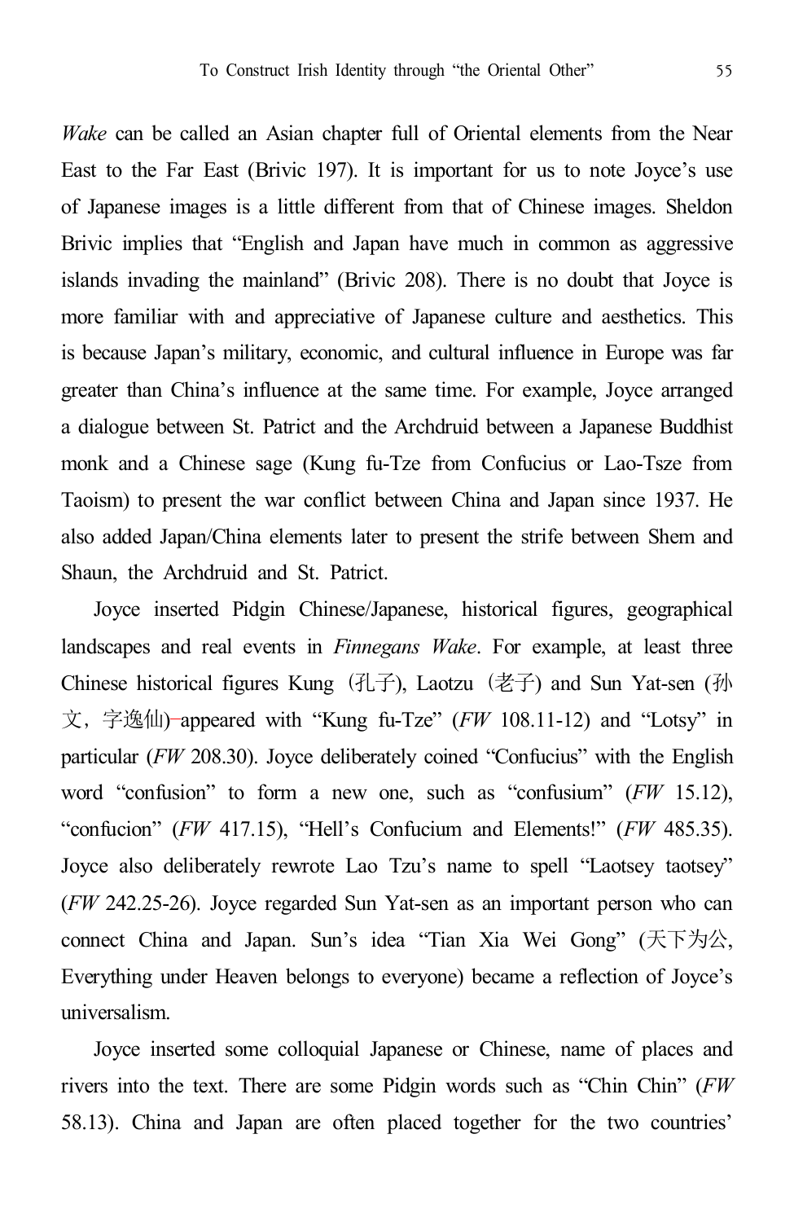*Wake* can be called an Asian chapter full of Oriental elements from the Near East to the Far East (Brivic 197). It is important for us to note Joyce's use of Japanese images is a little different from that of Chinese images. Sheldon Brivic implies that "English and Japan have much in common as aggressive islands invading the mainland" (Brivic 208). There is no doubt that Joyce is more familiar with and appreciative of Japanese culture and aesthetics. This is because Japan's military, economic, and cultural influence in Europe was far greater than China's influence at the same time. For example, Joyce arranged a dialogue between St. Patrict and the Archdruid between a Japanese Buddhist monk and a Chinese sage (Kung fu-Tze from Confucius or Lao-Tsze from Taoism) to present the war conflict between China and Japan since 1937. He also added Japan/China elements later to present the strife between Shem and Shaun, the Archdruid and St. Patrict.

Joyce inserted Pidgin Chinese/Japanese, historical figures, geographical landscapes and real events in *Finnegans Wake*. For example, at least three Chinese historical figures Kung（孔子), Laotzu（老子) and Sun Yat-sen (孙文，字逸仙) appeared with "Kung fu-Tze" (*FW* 108.11-12) and "Lotsy" in particular (*FW* 208.30). Joyce deliberately coined "Confucius" with the English word "confusion" to form a new one, such as "confusium" (*FW* 15.12), "confucion" (*FW* 417.15), "Hell's Confucium and Elements!" (*FW* 485.35). Joyce also deliberately rewrote Lao Tzu's name to spell "Laotsey taotsey" (*FW* 242.25-26). Joyce regarded Sun Yat-sen as an important person who can connect China and Japan. Sun's idea "Tian Xia Wei Gong" (天下为公, Everything under Heaven belongs to everyone) became a reflection of Joyce's universalism.

Joyce inserted some colloquial Japanese or Chinese, name of places and rivers into the text. There are some Pidgin words such as "Chin Chin" (*FW* 58.13). China and Japan are often placed together for the two countries'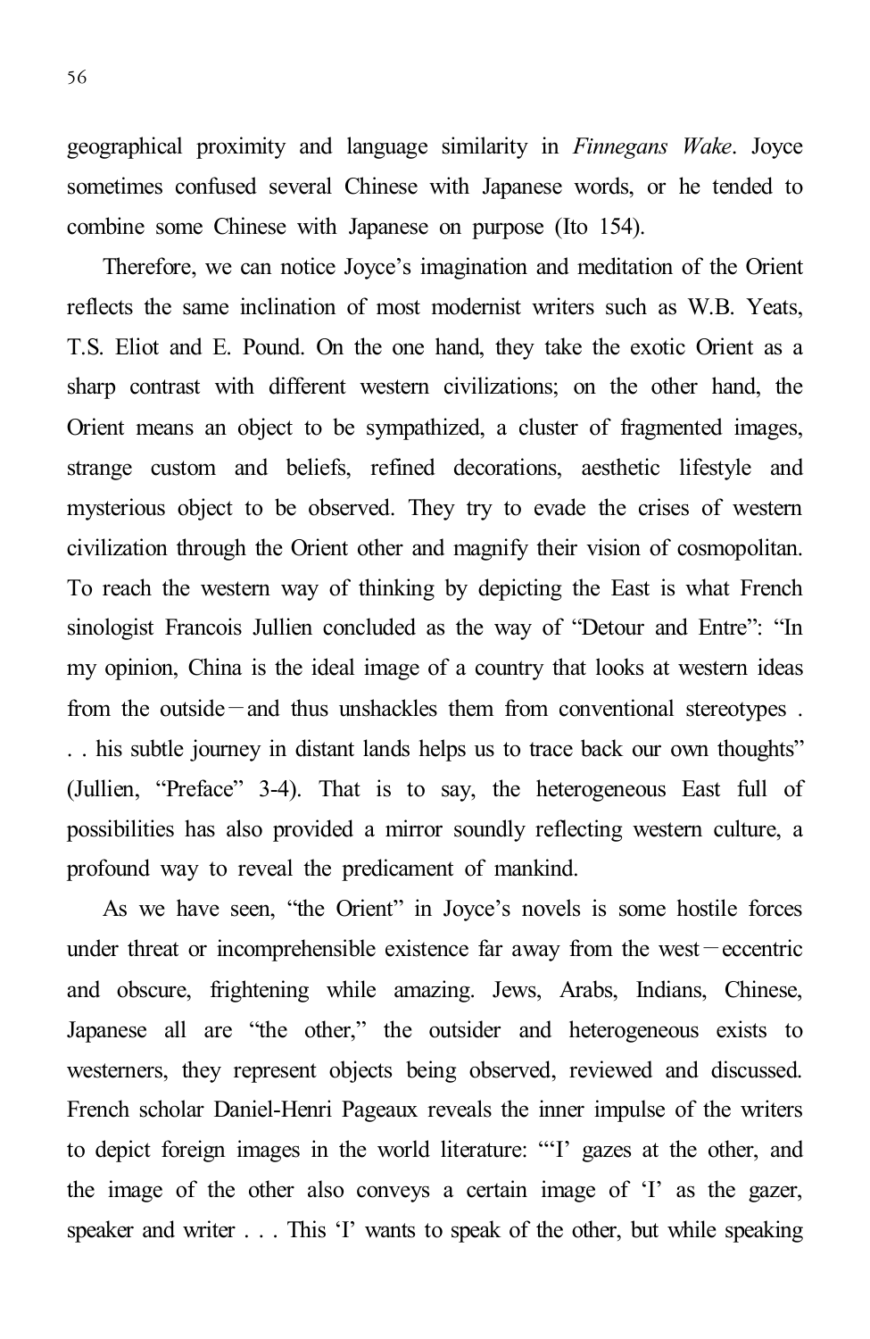geographical proximity and language similarity in *Finnegans Wake*. Joyce sometimes confused several Chinese with Japanese words, or he tended to combine some Chinese with Japanese on purpose (Ito 154).

Therefore, we can notice Joyce's imagination and meditation of the Orient reflects the same inclination of most modernist writers such as W.B. Yeats, T.S. Eliot and E. Pound. On the one hand, they take the exotic Orient as a sharp contrast with different western civilizations; on the other hand, the Orient means an object to be sympathized, a cluster of fragmented images, strange custom and beliefs, refined decorations, aesthetic lifestyle and mysterious object to be observed. They try to evade the crises of western civilization through the Orient other and magnify their vision of cosmopolitan. To reach the western way of thinking by depicting the East is what French sinologist Francois Jullien concluded as the way of "Detour and Entre": "In my opinion, China is the ideal image of a country that looks at western ideas from the outside－and thus unshackles them from conventional stereotypes . . . his subtle journey in distant lands helps us to trace back our own thoughts" (Jullien, "Preface" 3-4). That is to say, the heterogeneous East full of possibilities has also provided a mirror soundly reflecting western culture, a profound way to reveal the predicament of mankind.

As we have seen, "the Orient" in Joyce's novels is some hostile forces under threat or incomprehensible existence far away from the west－eccentric and obscure, frightening while amazing. Jews, Arabs, Indians, Chinese, Japanese all are "the other," the outsider and heterogeneous exists to westerners, they represent objects being observed, reviewed and discussed. French scholar Daniel-Henri Pageaux reveals the inner impulse of the writers to depict foreign images in the world literature: "'I' gazes at the other, and the image of the other also conveys a certain image of 'I' as the gazer, speaker and writer . . . This 'I' wants to speak of the other, but while speaking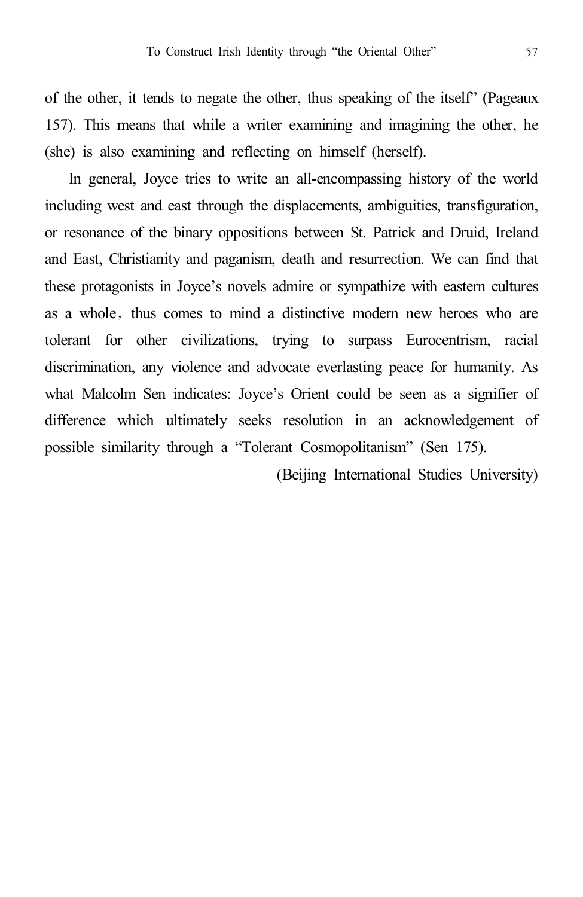of the other, it tends to negate the other, thus speaking of the itself" (Pageaux 157). This means that while a writer examining and imagining the other, he (she) is also examining and reflecting on himself (herself).

In general, Joyce tries to write an all-encompassing history of the world including west and east through the displacements, ambiguities, transfiguration, or resonance of the binary oppositions between St. Patrick and Druid, Ireland and East, Christianity and paganism, death and resurrection. We can find that these protagonists in Joyce's novels admire or sympathize with eastern cultures as a whole, thus comes to mind a distinctive modern new heroes who are tolerant for other civilizations, trying to surpass Eurocentrism, racial discrimination, any violence and advocate everlasting peace for humanity. As what Malcolm Sen indicates: Joyce's Orient could be seen as a signifier of difference which ultimately seeks resolution in an acknowledgement of possible similarity through a "Tolerant Cosmopolitanism" (Sen 175).

(Beijing International Studies University)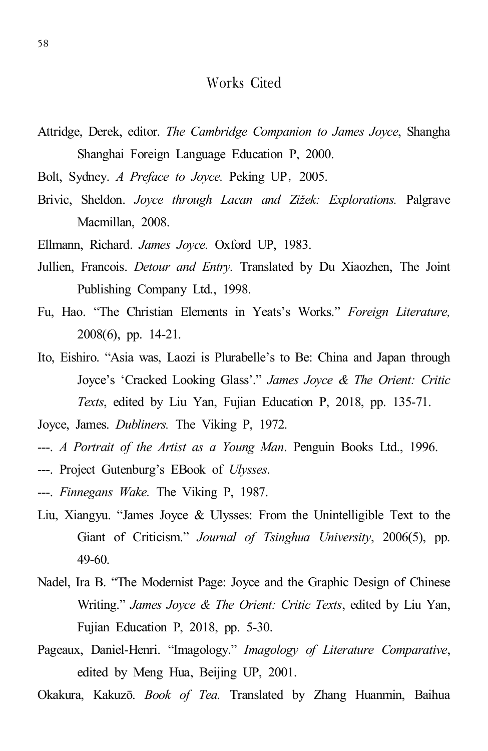# Works Cited

Attridge, Derek, editor. *The Cambridge Companion to James Joyce*, Shangha Shanghai Foreign Language Education P, 2000.

Bolt, Sydney. *A Preface to Joyce.* Peking UP，2005.

Brivic, Sheldon. *Joyce through Lacan and Zižek: Explorations.* Palgrave Macmillan, 2008.

Ellmann, Richard. *James Joyce.* Oxford UP, 1983.

Jullien, Francois. *Detour and Entry.* Translated by Du Xiaozhen, The Joint Publishing Company Ltd., 1998.

Fu, Hao. "The Christian Elements in Yeats's Works." *Foreign Literature,* 2008(6), pp. 14-21.

Ito, Eishiro. "Asia was, Laozi is Plurabelle's to Be: China and Japan through Joyce's 'Cracked Looking Glass'." *James Joyce & The Orient: Critic Texts*, edited by Liu Yan, Fujian Education P, 2018, pp. 135-71.

Joyce, James. *Dubliners.* The Viking P, 1972.

---. *A Portrait of the Artist as a Young Man*. Penguin Books Ltd., 1996.

---. Project Gutenburg's EBook of *Ulysses*.

---. *Finnegans Wake.* The Viking P, 1987.

Liu, Xiangyu. "James Joyce & Ulysses: From the Unintelligible Text to the Giant of Criticism." *Journal of Tsinghua University*, 2006(5), pp. 49-60.

Nadel, Ira B. "The Modernist Page: Joyce and the Graphic Design of Chinese Writing." *James Joyce & The Orient: Critic Texts*, edited by Liu Yan, Fujian Education P, 2018, pp. 5-30.

Pageaux, Daniel-Henri. "Imagology." *Imagology of Literature Comparative*, edited by Meng Hua, Beijing UP, 2001.

Okakura, Kakuzō. *Book of Tea.* Translated by Zhang Huanmin, Baihua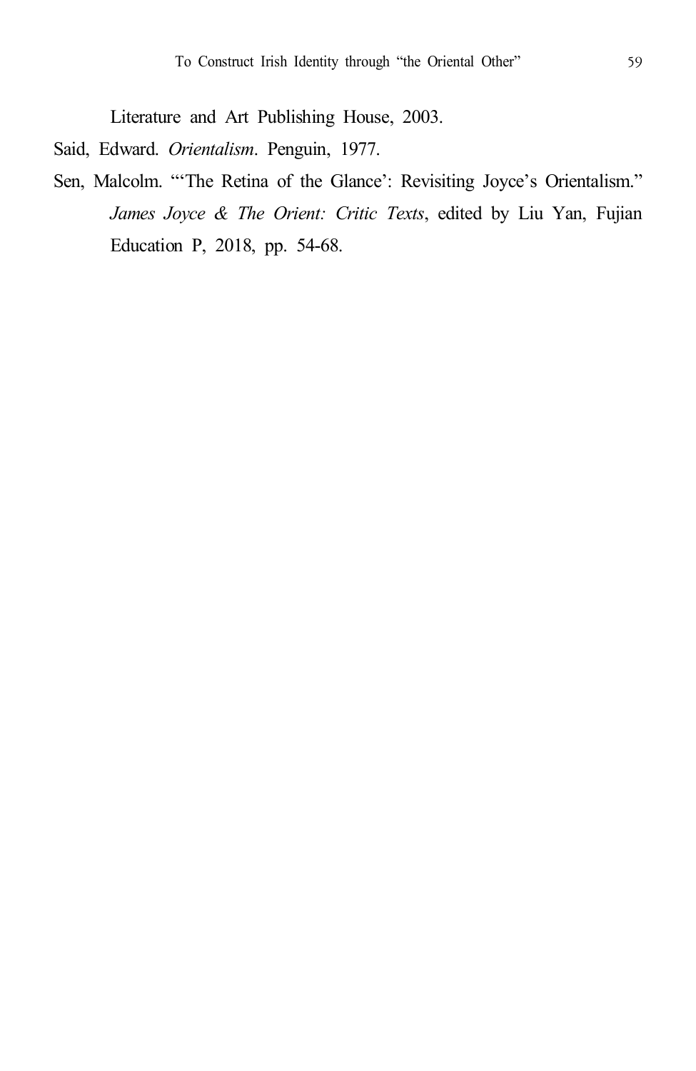Literature and Art Publishing House, 2003.

Said, Edward. *Orientalism*. Penguin, 1977.

Sen, Malcolm. "'The Retina of the Glance': Revisiting Joyce's Orientalism." *James Joyce & The Orient: Critic Texts*, edited by Liu Yan, Fujian Education P, 2018, pp. 54-68.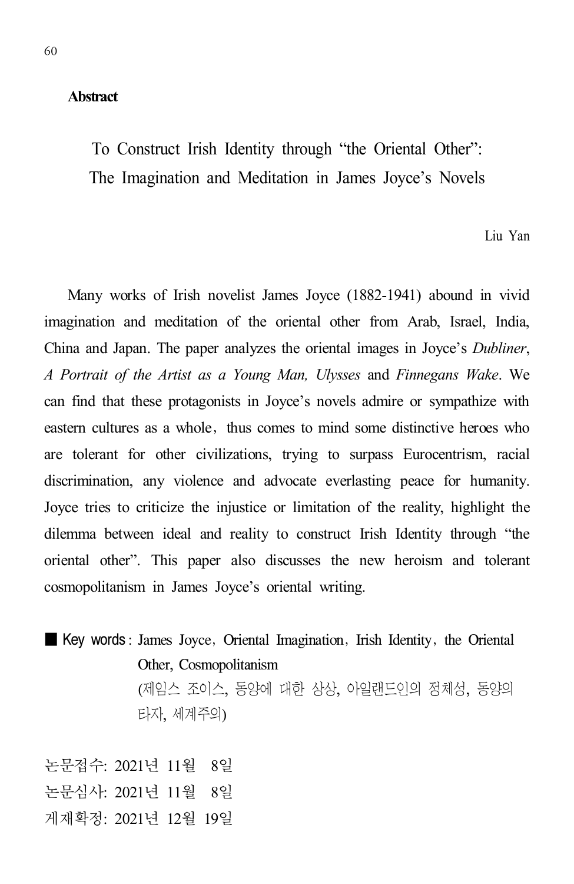**Abstract**

# To Construct Irish Identity through "the Oriental Other": The Imagination and Meditation in James Joyce's Novels

Liu Yan

Many works of Irish novelist James Joyce (1882-1941) abound in vivid imagination and meditation of the oriental other from Arab, Israel, India, China and Japan. The paper analyzes the oriental images in Joyce's *Dubliner*, *A Portrait of the Artist as a Young Man, Ulysses* and *Finnegans Wake*. We can find that these protagonists in Joyce's novels admire or sympathize with eastern cultures as a whole, thus comes to mind some distinctive heroes who are tolerant for other civilizations, trying to surpass Eurocentrism, racial discrimination, any violence and advocate everlasting peace for humanity. Joyce tries to criticize the injustice or limitation of the reality, highlight the dilemma between ideal and reality to construct Irish Identity through "the oriental other". This paper also discusses the new heroism and tolerant cosmopolitanism in James Joyce's oriental writing.

■ Key words : James Joyce, Oriental Imagination, Irish Identity, the Oriental Other, Cosmopolitanism
(제임스 조이스, 동양에 대한 상상, 아일랜드인의 정체성, 동양의 타자, 세계주의)

논문접수: 2021년 11월 8일
논문심사: 2021년 11월 8일
게재확정: 2021년 12월 19일